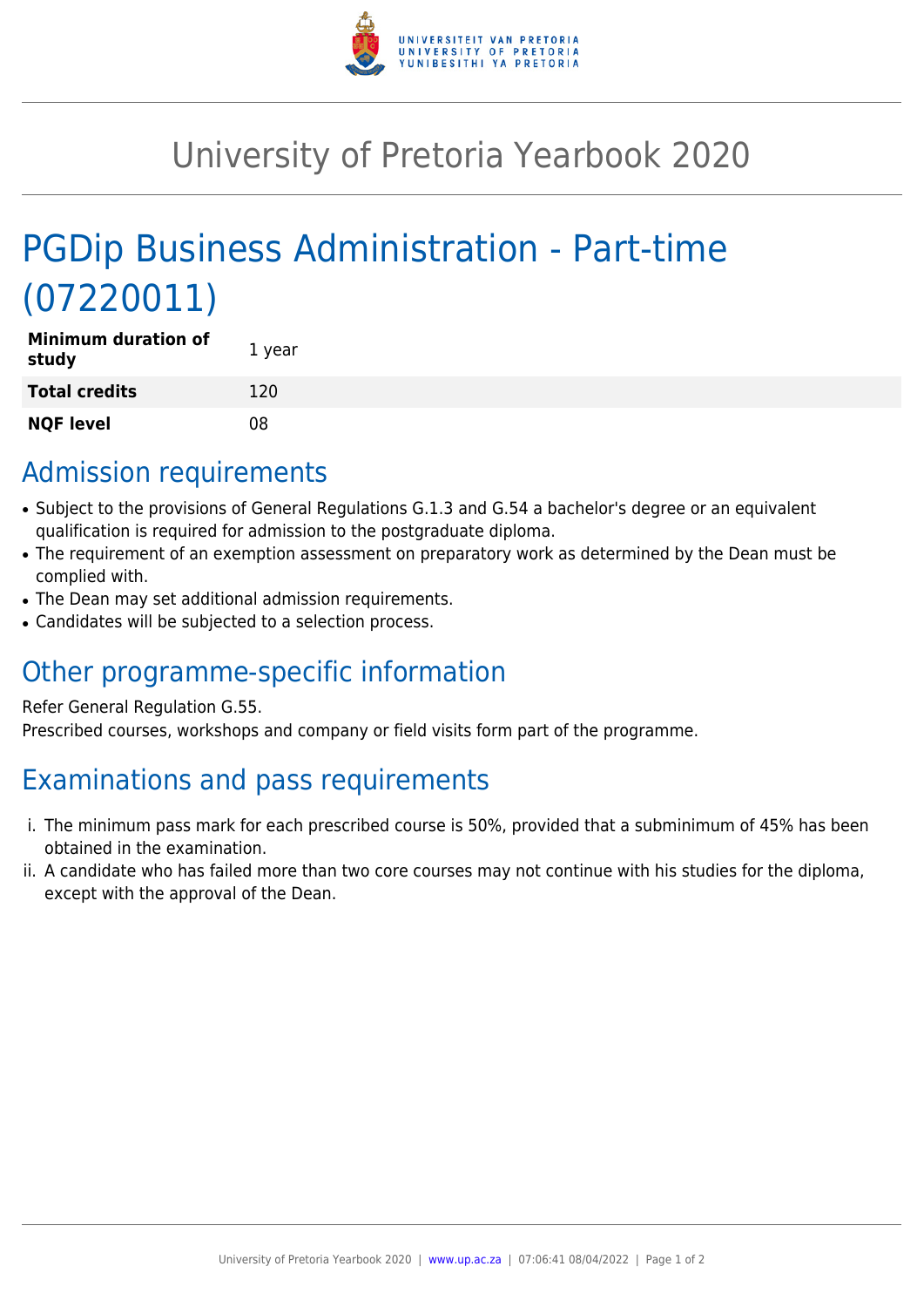# University of Pretoria Yearbook 2020

## PGDip Business Administration - Part-time (07220011)

| | |
|---|---|
| **Minimum duration of study** | 1 year |
| **Total credits** | 120 |
| **NQF level** | 08 |

## Admission requirements

- Subject to the provisions of General Regulations G.1.3 and G.54 a bachelor's degree or an equivalent qualification is required for admission to the postgraduate diploma.
- The requirement of an exemption assessment on preparatory work as determined by the Dean must be complied with.
- The Dean may set additional admission requirements.
- Candidates will be subjected to a selection process.

## Other programme-specific information

Refer General Regulation G.55.
Prescribed courses, workshops and company or field visits form part of the programme.

## Examinations and pass requirements

i. The minimum pass mark for each prescribed course is 50%, provided that a subminimum of 45% has been obtained in the examination.
ii. A candidate who has failed more than two core courses may not continue with his studies for the diploma, except with the approval of the Dean.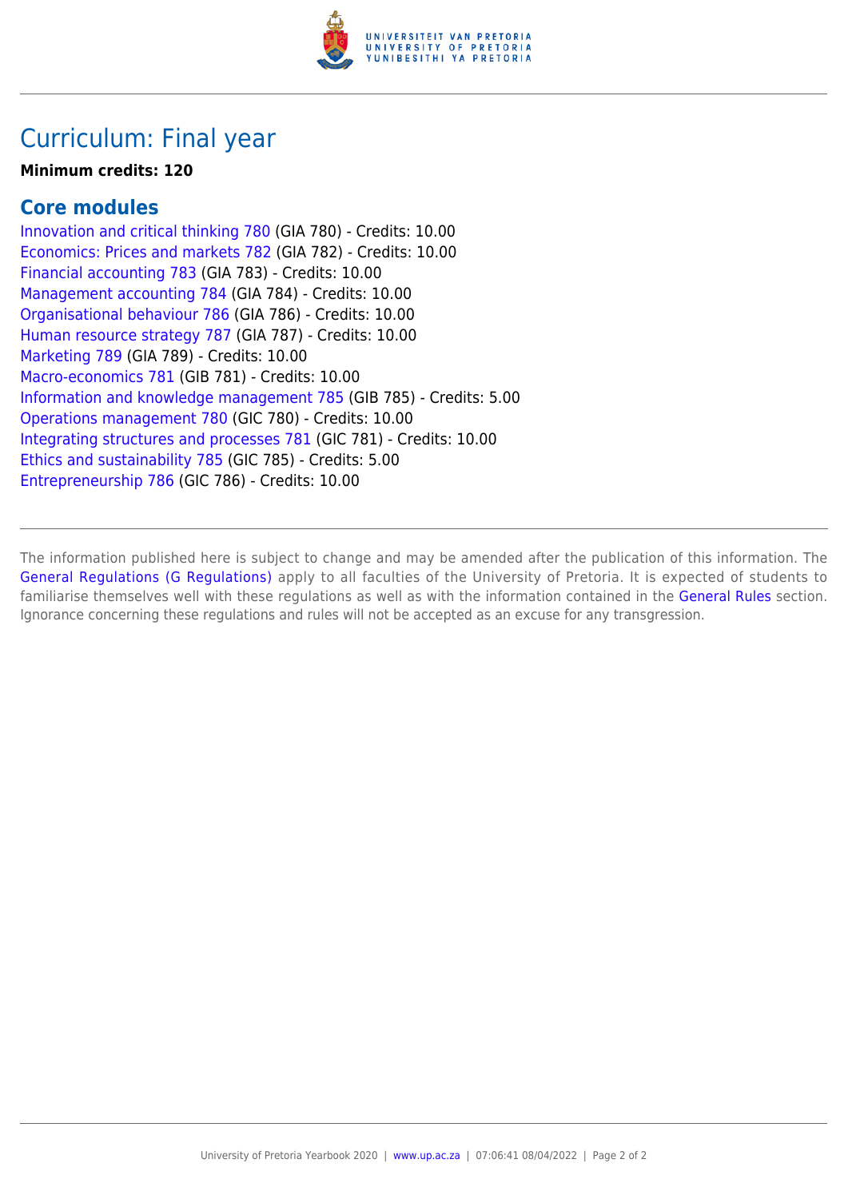# Curriculum: Final year

**Minimum credits: 120**

## Core modules

Innovation and critical thinking 780 (GIA 780) - Credits: 10.00
Economics: Prices and markets 782 (GIA 782) - Credits: 10.00
Financial accounting 783 (GIA 783) - Credits: 10.00
Management accounting 784 (GIA 784) - Credits: 10.00
Organisational behaviour 786 (GIA 786) - Credits: 10.00
Human resource strategy 787 (GIA 787) - Credits: 10.00
Marketing 789 (GIA 789) - Credits: 10.00
Macro-economics 781 (GIB 781) - Credits: 10.00
Information and knowledge management 785 (GIB 785) - Credits: 5.00
Operations management 780 (GIC 780) - Credits: 10.00
Integrating structures and processes 781 (GIC 781) - Credits: 10.00
Ethics and sustainability 785 (GIC 785) - Credits: 5.00
Entrepreneurship 786 (GIC 786) - Credits: 10.00

The information published here is subject to change and may be amended after the publication of this information. The General Regulations (G Regulations) apply to all faculties of the University of Pretoria. It is expected of students to familiarise themselves well with these regulations as well as with the information contained in the General Rules section. Ignorance concerning these regulations and rules will not be accepted as an excuse for any transgression.